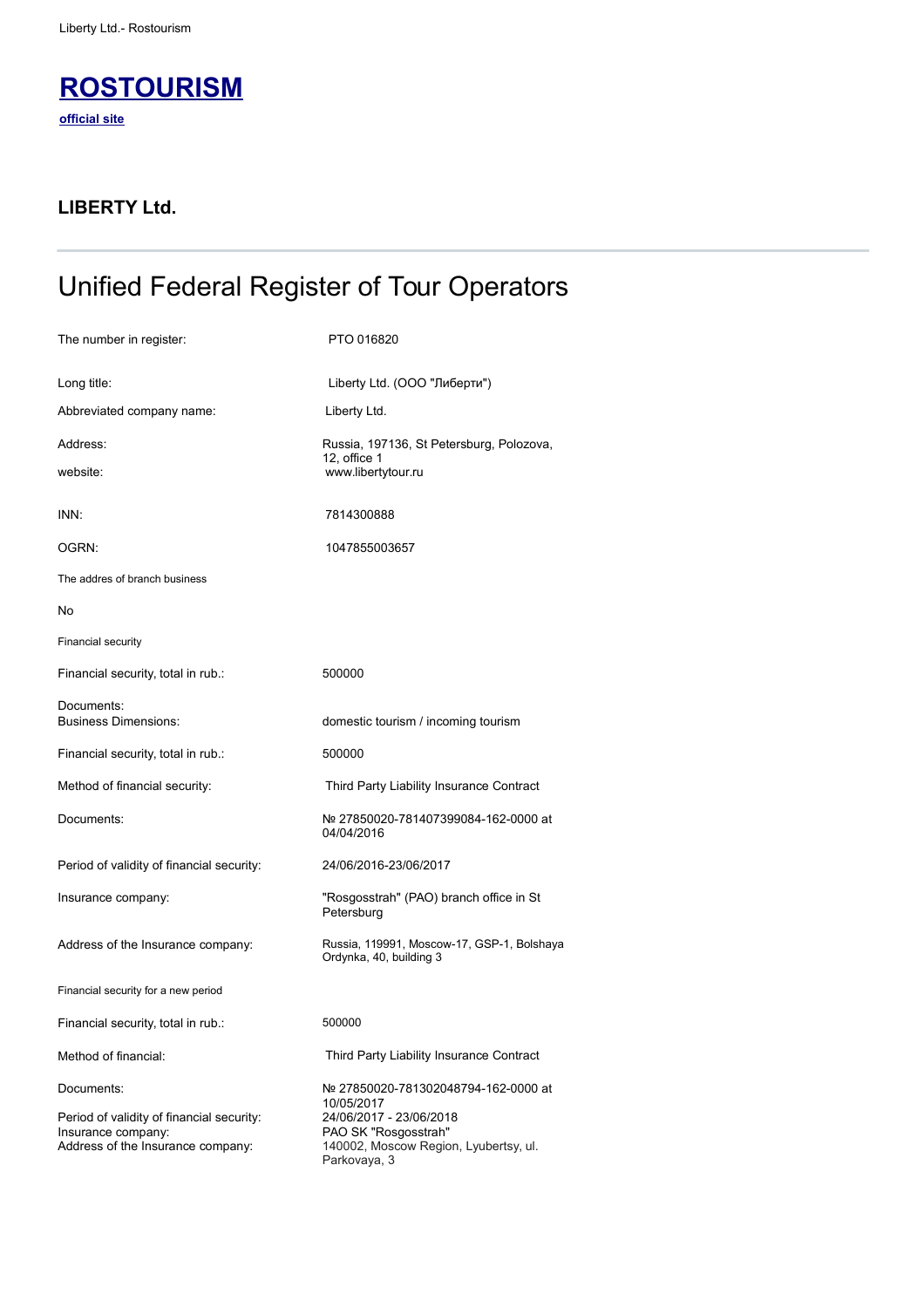# ROSTOURISM

**official site**

## LIBERTY Ltd.

---

# Unified Federal Register of Tour Operators

| | |
|---|---|
| The number in register: | PTO 016820 |
| Long title: | Liberty Ltd. (ООО "Либерти") |
| Abbreviated company name: | Liberty Ltd. |
| Address: | Russia, 197136, St Petersburg, Polozova, 12, office 1 |
| website: | www.libertytour.ru |
| INN: | 7814300888 |
| OGRN: | 1047855003657 |

The addres of branch business

No

Financial security

| | |
|---|---|
| Financial security, total in rub.: | 500000 |
| Documents:<br>Business Dimensions: | domestic tourism / incoming tourism |
| Financial security, total in rub.: | 500000 |
| Method of financial security: | Third Party Liability Insurance Contract |
| Documents: | № 27850020-781407399084-162-0000 at 04/04/2016 |
| Period of validity of financial security: | 24/06/2016-23/06/2017 |
| Insurance company: | "Rosgosstrah" (PAO) branch office in St Petersburg |
| Address of the Insurance company: | Russia, 119991, Moscow-17, GSP-1, Bolshaya Ordynka, 40, building 3 |

Financial security for a new period

| | |
|---|---|
| Financial security, total in rub.: | 500000 |
| Method of financial: | Third Party Liability Insurance Contract |
| Documents: | № 27850020-781302048794-162-0000 at 10/05/2017 |
| Period of validity of financial security: | 24/06/2017 - 23/06/2018 |
| Insurance company: | PAO SK "Rosgosstrah" |
| Address of the Insurance company: | 140002, Moscow Region, Lyubertsy, ul. Parkovaya, 3 |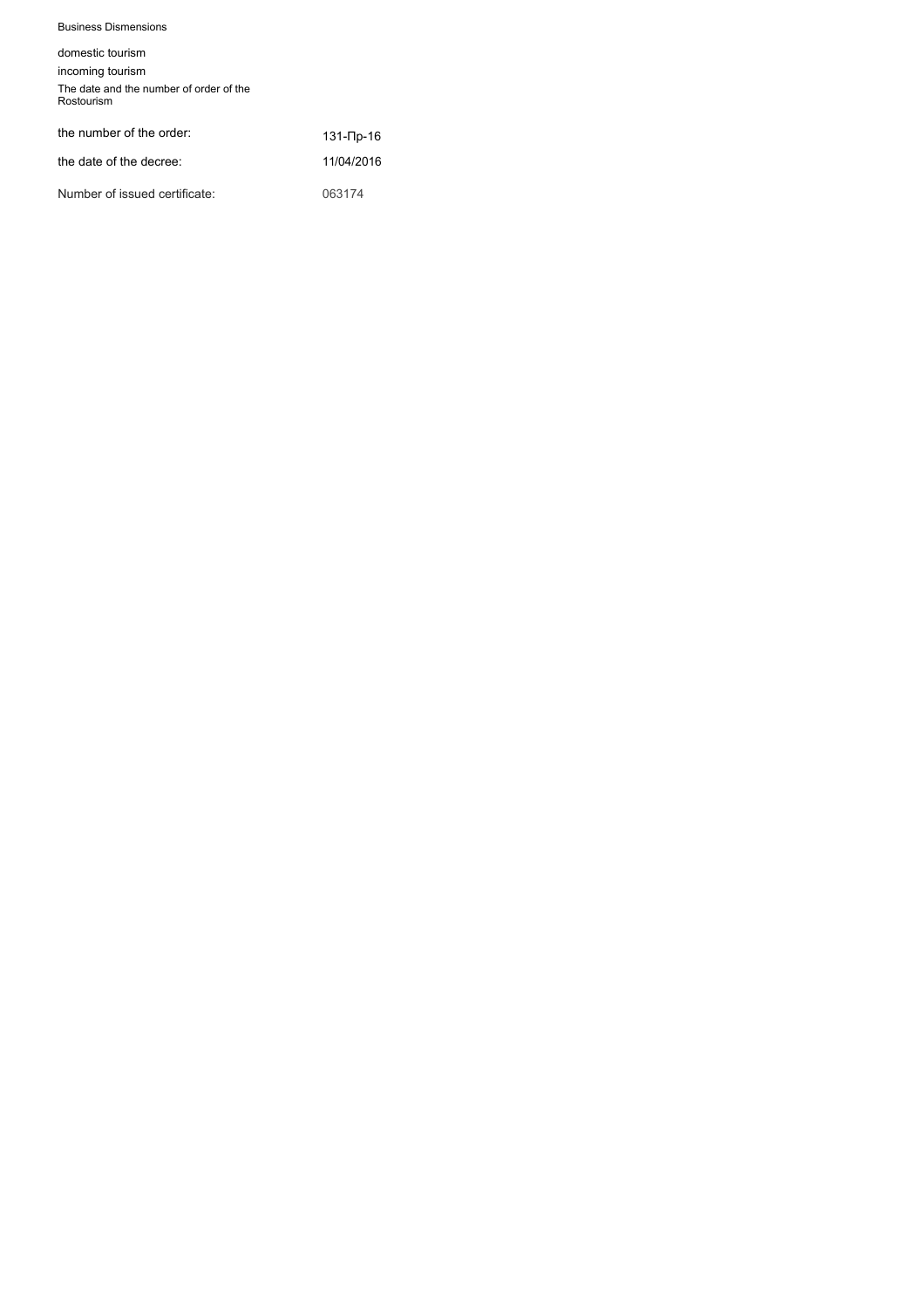Business Dismensions

domestic tourism

incoming tourism

The date and the number of order of the Rostourism

| | |
|---|---|
| the number of the order: | 131-Пр-16 |
| the date of the decree: | 11/04/2016 |
| Number of issued certificate: | 063174 |